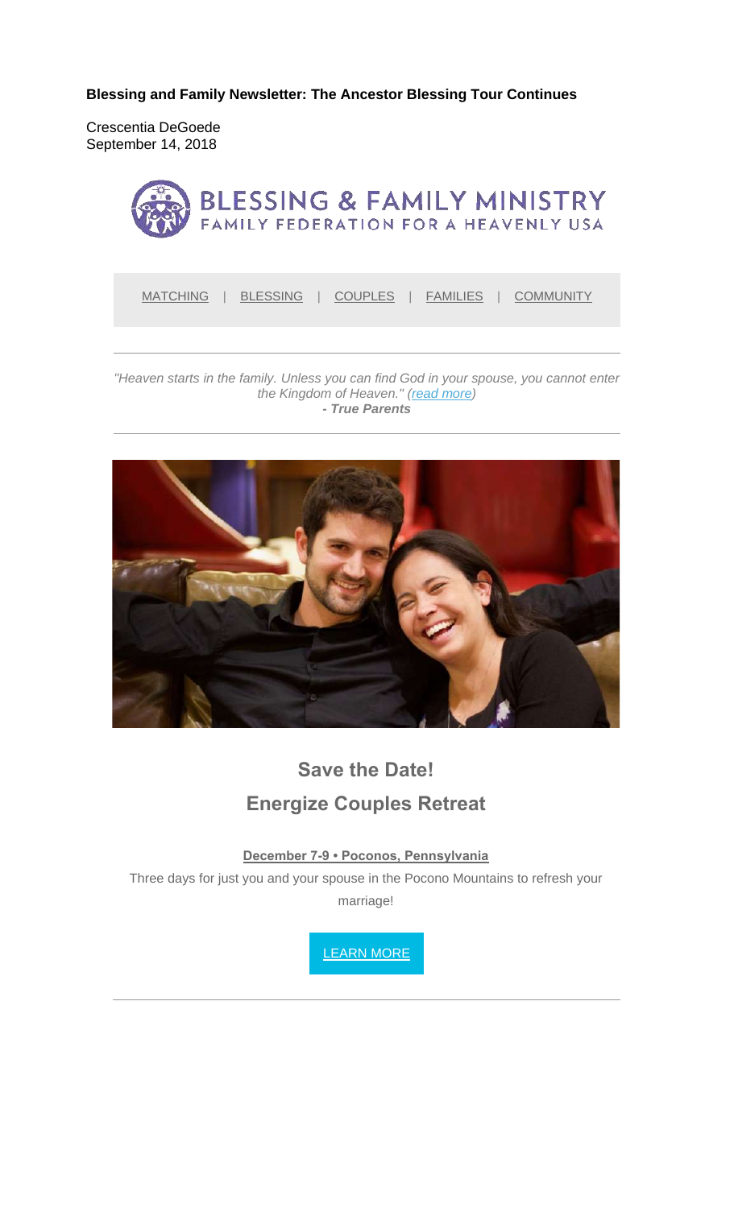**Blessing and Family Newsletter: The Ancestor Blessing Tour Continues**

Crescentia DeGoede
September 14, 2018

BLESSING & FAMILY MINISTRY
FAMILY FEDERATION FOR A HEAVENLY USA

MATCHING | BLESSING | COUPLES | FAMILIES | COMMUNITY

---

*"Heaven starts in the family. Unless you can find God in your spouse, you cannot enter the Kingdom of Heaven." (read more)*
***- True Parents***

---

## Save the Date!

## Energize Couples Retreat

**December 7-9 • Poconos, Pennsylvania**

Three days for just you and your spouse in the Pocono Mountains to refresh your marriage!

LEARN MORE

---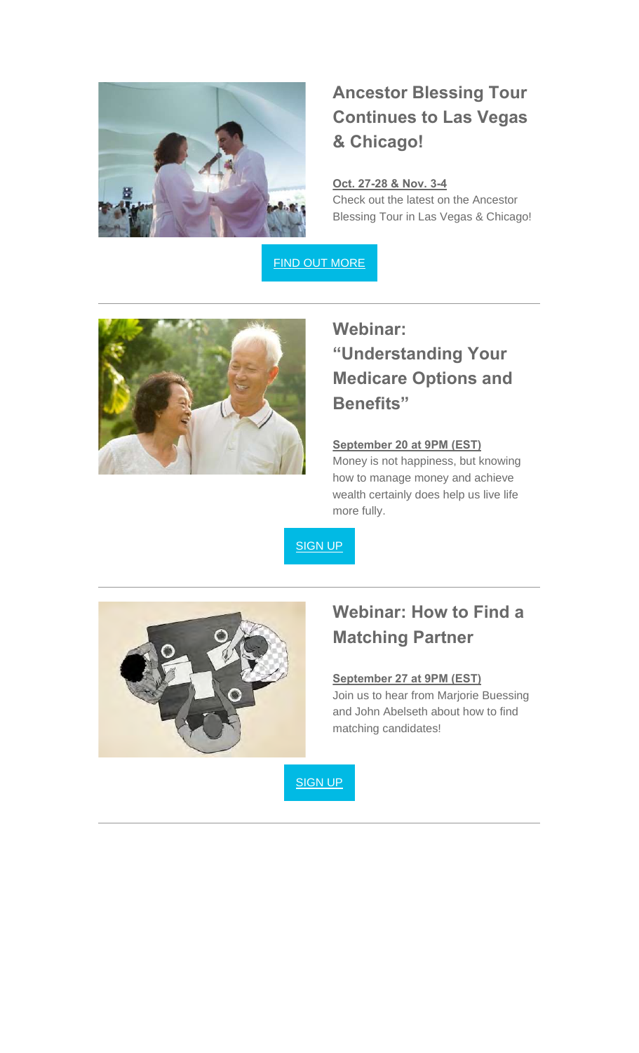## Ancestor Blessing Tour Continues to Las Vegas & Chicago!

**Oct. 27-28 & Nov. 3-4**

Check out the latest on the Ancestor Blessing Tour in Las Vegas & Chicago!

FIND OUT MORE

---

## Webinar: “Understanding Your Medicare Options and Benefits”

**September 20 at 9PM (EST)**

Money is not happiness, but knowing how to manage money and achieve wealth certainly does help us live life more fully.

SIGN UP

---

## Webinar: How to Find a Matching Partner

**September 27 at 9PM (EST)**

Join us to hear from Marjorie Buessing and John Abelseth about how to find matching candidates!

SIGN UP

---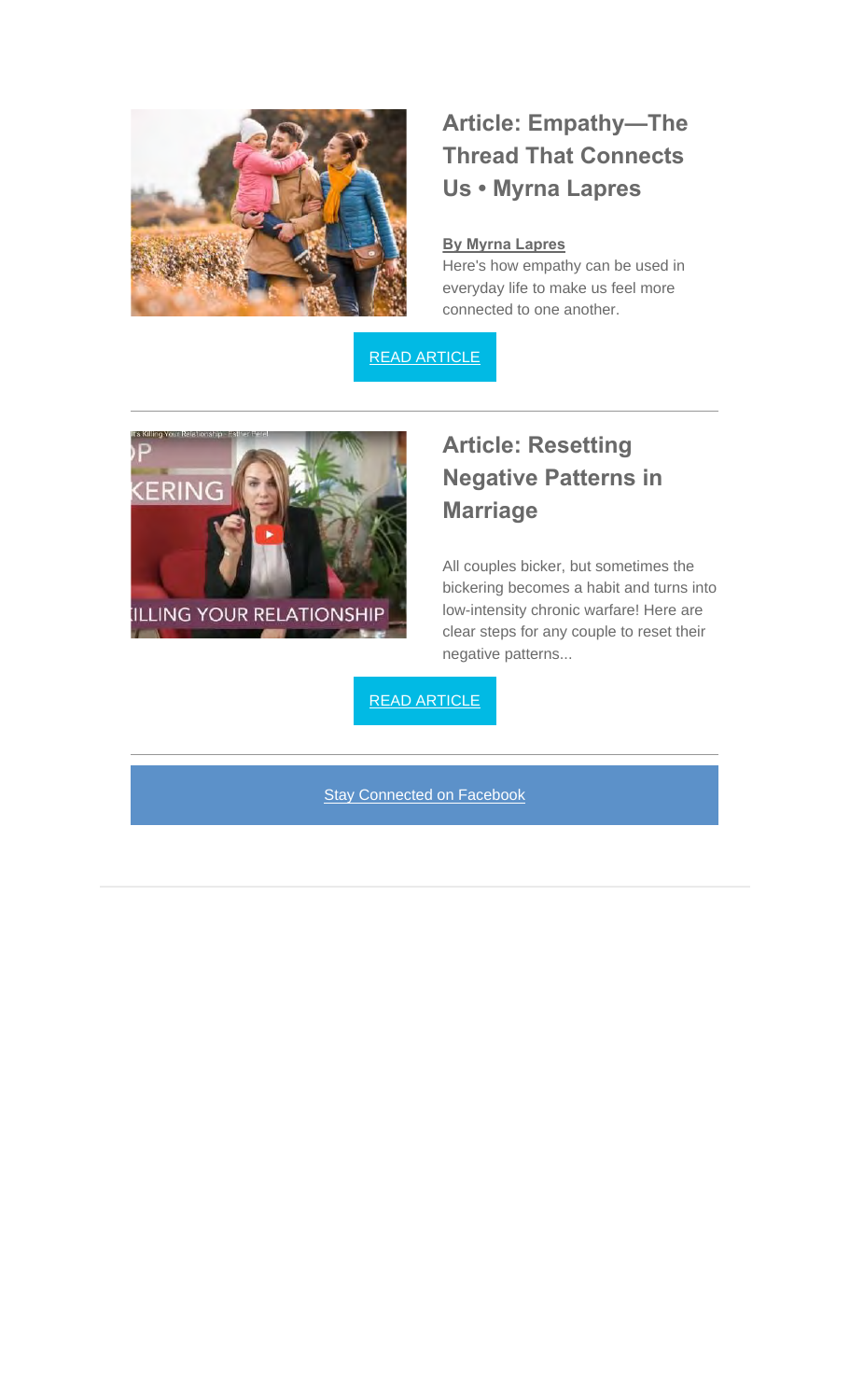## Article: Empathy—The Thread That Connects Us • Myrna Lapres

**By Myrna Lapres**

Here's how empathy can be used in everyday life to make us feel more connected to one another.

READ ARTICLE

---

## Article: Resetting Negative Patterns in Marriage

All couples bicker, but sometimes the bickering becomes a habit and turns into low-intensity chronic warfare! Here are clear steps for any couple to reset their negative patterns...

READ ARTICLE

---

Stay Connected on Facebook